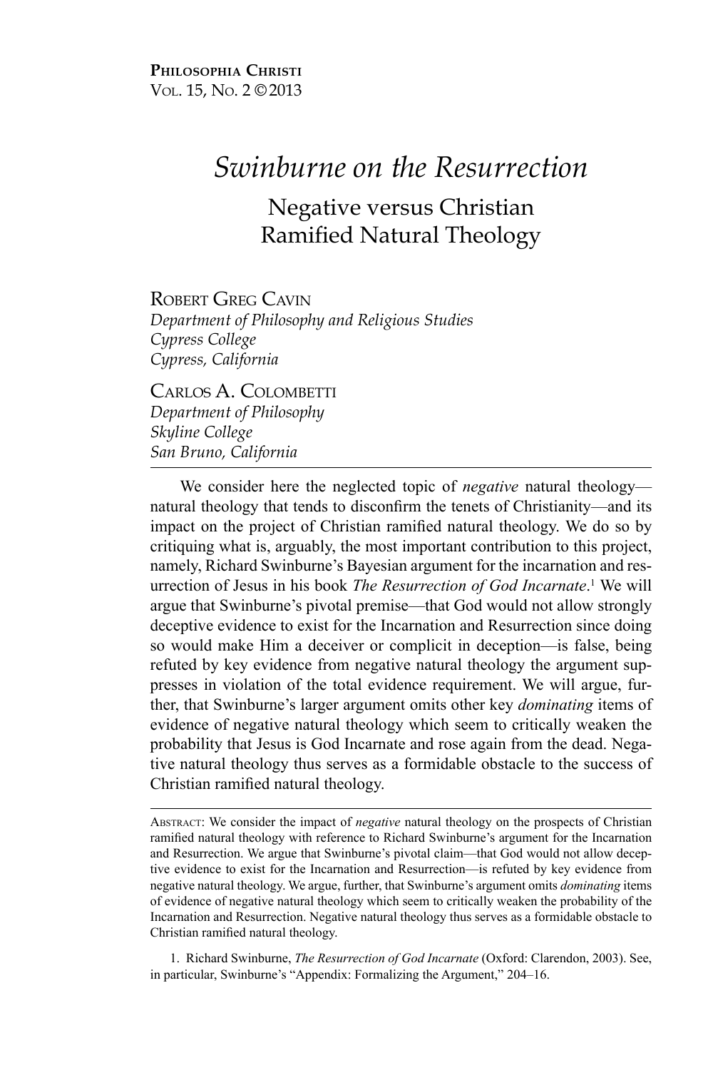**Philosophia Christi**
Vol. 15, No. 2 ©2013

# *Swinburne on the Resurrection*

## Negative versus Christian Ramified Natural Theology

Robert Greg Cavin
*Department of Philosophy and Religious Studies*
*Cypress College*
*Cypress, California*

Carlos A. Colombetti
*Department of Philosophy*
*Skyline College*
*San Bruno, California*

We consider here the neglected topic of *negative* natural theology—natural theology that tends to disconfirm the tenets of Christianity—and its impact on the project of Christian ramified natural theology. We do so by critiquing what is, arguably, the most important contribution to this project, namely, Richard Swinburne's Bayesian argument for the incarnation and resurrection of Jesus in his book *The Resurrection of God Incarnate*.[1] We will argue that Swinburne's pivotal premise—that God would not allow strongly deceptive evidence to exist for the Incarnation and Resurrection since doing so would make Him a deceiver or complicit in deception—is false, being refuted by key evidence from negative natural theology the argument suppresses in violation of the total evidence requirement. We will argue, further, that Swinburne's larger argument omits other key *dominating* items of evidence of negative natural theology which seem to critically weaken the probability that Jesus is God Incarnate and rose again from the dead. Negative natural theology thus serves as a formidable obstacle to the success of Christian ramified natural theology.

Abstract: We consider the impact of *negative* natural theology on the prospects of Christian ramified natural theology with reference to Richard Swinburne's argument for the Incarnation and Resurrection. We argue that Swinburne's pivotal claim—that God would not allow deceptive evidence to exist for the Incarnation and Resurrection—is refuted by key evidence from negative natural theology. We argue, further, that Swinburne's argument omits *dominating* items of evidence of negative natural theology which seem to critically weaken the probability of the Incarnation and Resurrection. Negative natural theology thus serves as a formidable obstacle to Christian ramified natural theology.

1. Richard Swinburne, *The Resurrection of God Incarnate* (Oxford: Clarendon, 2003). See, in particular, Swinburne's "Appendix: Formalizing the Argument," 204–16.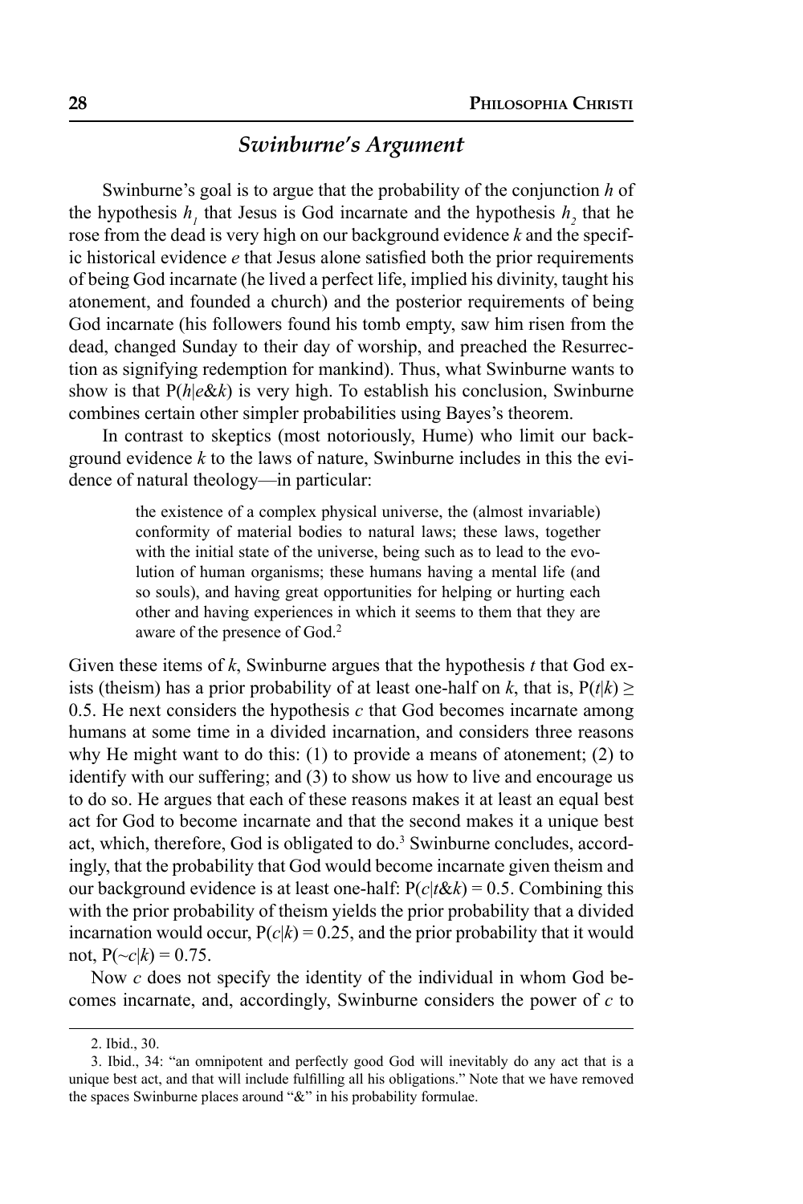## *Swinburne's Argument*

Swinburne's goal is to argue that the probability of the conjunction $h$ of the hypothesis $h_1$ that Jesus is God incarnate and the hypothesis $h_2$ that he rose from the dead is very high on our background evidence $k$ and the specific historical evidence $e$ that Jesus alone satisfied both the prior requirements of being God incarnate (he lived a perfect life, implied his divinity, taught his atonement, and founded a church) and the posterior requirements of being God incarnate (his followers found his tomb empty, saw him risen from the dead, changed Sunday to their day of worship, and preached the Resurrection as signifying redemption for mankind). Thus, what Swinburne wants to show is that $P(h|e\&k)$ is very high. To establish his conclusion, Swinburne combines certain other simpler probabilities using Bayes's theorem.

In contrast to skeptics (most notoriously, Hume) who limit our background evidence $k$ to the laws of nature, Swinburne includes in this the evidence of natural theology—in particular:

> the existence of a complex physical universe, the (almost invariable) conformity of material bodies to natural laws; these laws, together with the initial state of the universe, being such as to lead to the evolution of human organisms; these humans having a mental life (and so souls), and having great opportunities for helping or hurting each other and having experiences in which it seems to them that they are aware of the presence of God.[2]

Given these items of $k$, Swinburne argues that the hypothesis $t$ that God exists (theism) has a prior probability of at least one-half on $k$, that is, $P(t|k) \geq 0.5$. He next considers the hypothesis $c$ that God becomes incarnate among humans at some time in a divided incarnation, and considers three reasons why He might want to do this: (1) to provide a means of atonement; (2) to identify with our suffering; and (3) to show us how to live and encourage us to do so. He argues that each of these reasons makes it at least an equal best act for God to become incarnate and that the second makes it a unique best act, which, therefore, God is obligated to do.[3] Swinburne concludes, accordingly, that the probability that God would become incarnate given theism and our background evidence is at least one-half: $P(c|t\&k) = 0.5$. Combining this with the prior probability of theism yields the prior probability that a divided incarnation would occur, $P(c|k) = 0.25$, and the prior probability that it would not, $P(\sim c|k) = 0.75$.

Now $c$ does not specify the identity of the individual in whom God becomes incarnate, and, accordingly, Swinburne considers the power of $c$ to

---

2. Ibid., 30.

3. Ibid., 34: "an omnipotent and perfectly good God will inevitably do any act that is a unique best act, and that will include fulfilling all his obligations." Note that we have removed the spaces Swinburne places around "&" in his probability formulae.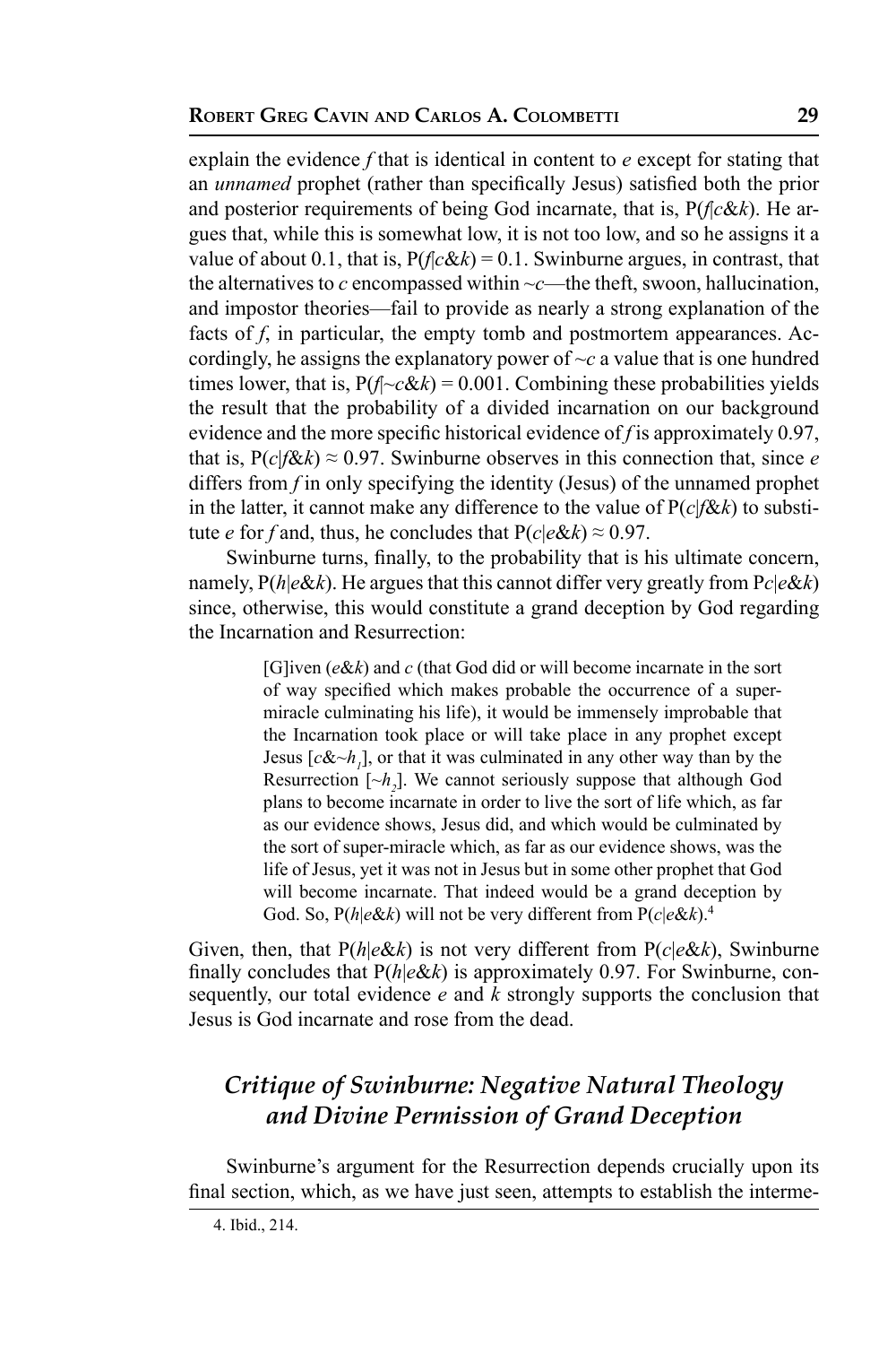explain the evidence $f$ that is identical in content to $e$ except for stating that an *unnamed* prophet (rather than specifically Jesus) satisfied both the prior and posterior requirements of being God incarnate, that is, $P(f|c\&k)$. He argues that, while this is somewhat low, it is not too low, and so he assigns it a value of about 0.1, that is, $P(f|c\&k) = 0.1$. Swinburne argues, in contrast, that the alternatives to $c$ encompassed within $\sim c$—the theft, swoon, hallucination, and impostor theories—fail to provide as nearly a strong explanation of the facts of $f$, in particular, the empty tomb and postmortem appearances. Accordingly, he assigns the explanatory power of $\sim c$ a value that is one hundred times lower, that is, $P(f|\sim c\&k) = 0.001$. Combining these probabilities yields the result that the probability of a divided incarnation on our background evidence and the more specific historical evidence of $f$ is approximately 0.97, that is, $P(c|f\&k) \approx 0.97$. Swinburne observes in this connection that, since $e$ differs from $f$ in only specifying the identity (Jesus) of the unnamed prophet in the latter, it cannot make any difference to the value of $P(c|f\&k)$ to substitute $e$ for $f$ and, thus, he concludes that $P(c|e\&k) \approx 0.97$.

Swinburne turns, finally, to the probability that is his ultimate concern, namely, $P(h|e\&k)$. He argues that this cannot differ very greatly from $Pc|e\&k)$ since, otherwise, this would constitute a grand deception by God regarding the Incarnation and Resurrection:

> [G]iven ($e\&k$) and $c$ (that God did or will become incarnate in the sort of way specified which makes probable the occurrence of a super-miracle culminating his life), it would be immensely improbable that the Incarnation took place or will take place in any prophet except Jesus [$c\&\sim h_1$], or that it was culminated in any other way than by the Resurrection [$\sim h_2$]. We cannot seriously suppose that although God plans to become incarnate in order to live the sort of life which, as far as our evidence shows, Jesus did, and which would be culminated by the sort of super-miracle which, as far as our evidence shows, was the life of Jesus, yet it was not in Jesus but in some other prophet that God will become incarnate. That indeed would be a grand deception by God. So, $P(h|e\&k)$ will not be very different from $P(c|e\&k)$.[4]

Given, then, that $P(h|e\&k)$ is not very different from $P(c|e\&k)$, Swinburne finally concludes that $P(h|e\&k)$ is approximately 0.97. For Swinburne, consequently, our total evidence $e$ and $k$ strongly supports the conclusion that Jesus is God incarnate and rose from the dead.

## *Critique of Swinburne: Negative Natural Theology and Divine Permission of Grand Deception*

Swinburne's argument for the Resurrection depends crucially upon its final section, which, as we have just seen, attempts to establish the interme-

4. Ibid., 214.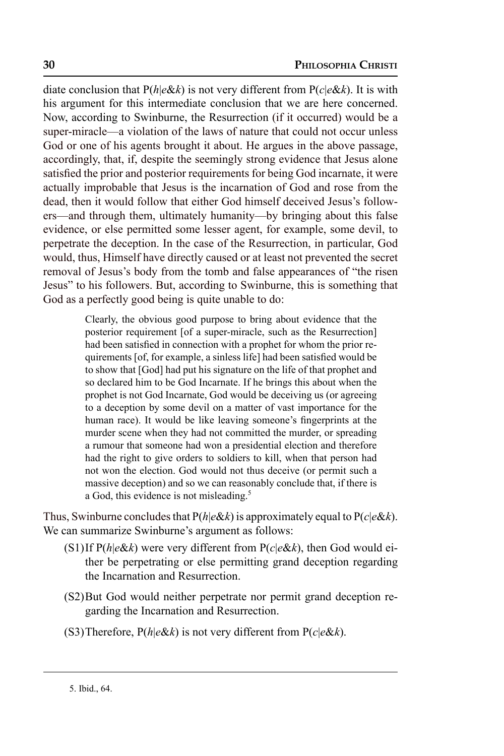diate conclusion that $P(h|e\&k)$ is not very different from $P(c|e\&k)$. It is with his argument for this intermediate conclusion that we are here concerned. Now, according to Swinburne, the Resurrection (if it occurred) would be a super-miracle—a violation of the laws of nature that could not occur unless God or one of his agents brought it about. He argues in the above passage, accordingly, that, if, despite the seemingly strong evidence that Jesus alone satisfied the prior and posterior requirements for being God incarnate, it were actually improbable that Jesus is the incarnation of God and rose from the dead, then it would follow that either God himself deceived Jesus's followers—and through them, ultimately humanity—by bringing about this false evidence, or else permitted some lesser agent, for example, some devil, to perpetrate the deception. In the case of the Resurrection, in particular, God would, thus, Himself have directly caused or at least not prevented the secret removal of Jesus's body from the tomb and false appearances of "the risen Jesus" to his followers. But, according to Swinburne, this is something that God as a perfectly good being is quite unable to do:

> Clearly, the obvious good purpose to bring about evidence that the posterior requirement [of a super-miracle, such as the Resurrection] had been satisfied in connection with a prophet for whom the prior requirements [of, for example, a sinless life] had been satisfied would be to show that [God] had put his signature on the life of that prophet and so declared him to be God Incarnate. If he brings this about when the prophet is not God Incarnate, God would be deceiving us (or agreeing to a deception by some devil on a matter of vast importance for the human race). It would be like leaving someone's fingerprints at the murder scene when they had not committed the murder, or spreading a rumour that someone had won a presidential election and therefore had the right to give orders to soldiers to kill, when that person had not won the election. God would not thus deceive (or permit such a massive deception) and so we can reasonably conclude that, if there is a God, this evidence is not misleading.[5]

Thus, Swinburne concludes that $P(h|e\&k)$ is approximately equal to $P(c|e\&k)$. We can summarize Swinburne's argument as follows:

- (S1) If $P(h|e\&k)$ were very different from $P(c|e\&k)$, then God would either be perpetrating or else permitting grand deception regarding the Incarnation and Resurrection.
- (S2) But God would neither perpetrate nor permit grand deception regarding the Incarnation and Resurrection.
- (S3) Therefore, $P(h|e\&k)$ is not very different from $P(c|e\&k)$.

---

5. Ibid., 64.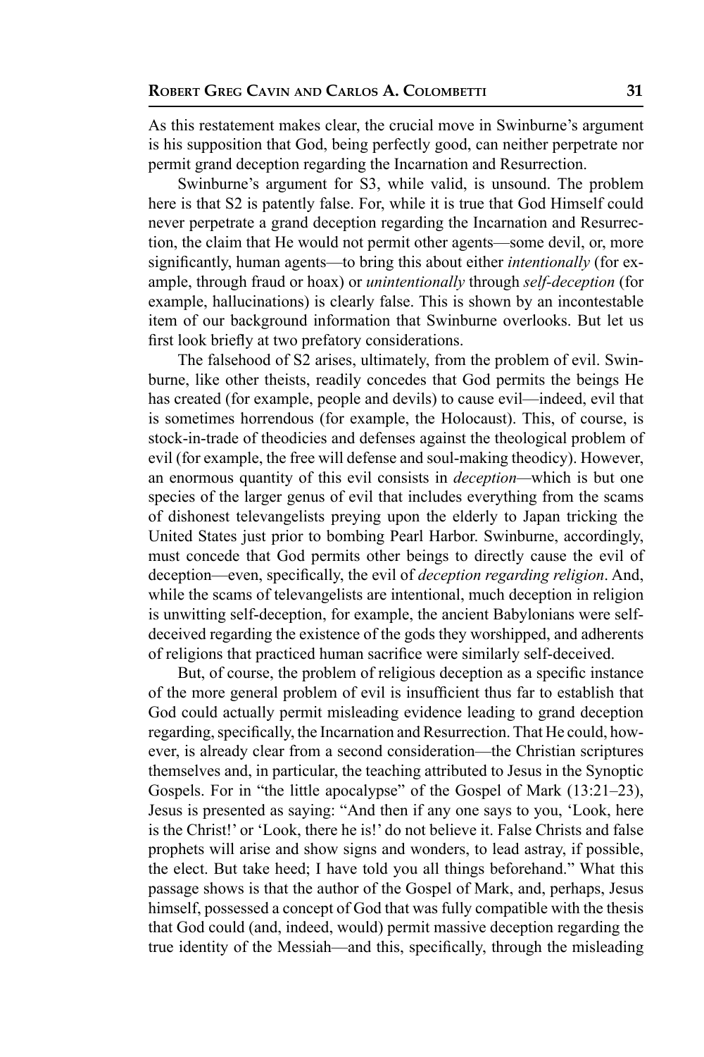As this restatement makes clear, the crucial move in Swinburne's argument is his supposition that God, being perfectly good, can neither perpetrate nor permit grand deception regarding the Incarnation and Resurrection.

Swinburne's argument for S3, while valid, is unsound. The problem here is that S2 is patently false. For, while it is true that God Himself could never perpetrate a grand deception regarding the Incarnation and Resurrection, the claim that He would not permit other agents—some devil, or, more significantly, human agents—to bring this about either *intentionally* (for example, through fraud or hoax) or *unintentionally* through *self-deception* (for example, hallucinations) is clearly false. This is shown by an incontestable item of our background information that Swinburne overlooks. But let us first look briefly at two prefatory considerations.

The falsehood of S2 arises, ultimately, from the problem of evil. Swinburne, like other theists, readily concedes that God permits the beings He has created (for example, people and devils) to cause evil—indeed, evil that is sometimes horrendous (for example, the Holocaust). This, of course, is stock-in-trade of theodicies and defenses against the theological problem of evil (for example, the free will defense and soul-making theodicy). However, an enormous quantity of this evil consists in *deception*—which is but one species of the larger genus of evil that includes everything from the scams of dishonest televangelists preying upon the elderly to Japan tricking the United States just prior to bombing Pearl Harbor. Swinburne, accordingly, must concede that God permits other beings to directly cause the evil of deception—even, specifically, the evil of *deception regarding religion*. And, while the scams of televangelists are intentional, much deception in religion is unwitting self-deception, for example, the ancient Babylonians were self-deceived regarding the existence of the gods they worshipped, and adherents of religions that practiced human sacrifice were similarly self-deceived.

But, of course, the problem of religious deception as a specific instance of the more general problem of evil is insufficient thus far to establish that God could actually permit misleading evidence leading to grand deception regarding, specifically, the Incarnation and Resurrection. That He could, however, is already clear from a second consideration—the Christian scriptures themselves and, in particular, the teaching attributed to Jesus in the Synoptic Gospels. For in "the little apocalypse" of the Gospel of Mark (13:21–23), Jesus is presented as saying: "And then if any one says to you, 'Look, here is the Christ!' or 'Look, there he is!' do not believe it. False Christs and false prophets will arise and show signs and wonders, to lead astray, if possible, the elect. But take heed; I have told you all things beforehand." What this passage shows is that the author of the Gospel of Mark, and, perhaps, Jesus himself, possessed a concept of God that was fully compatible with the thesis that God could (and, indeed, would) permit massive deception regarding the true identity of the Messiah—and this, specifically, through the misleading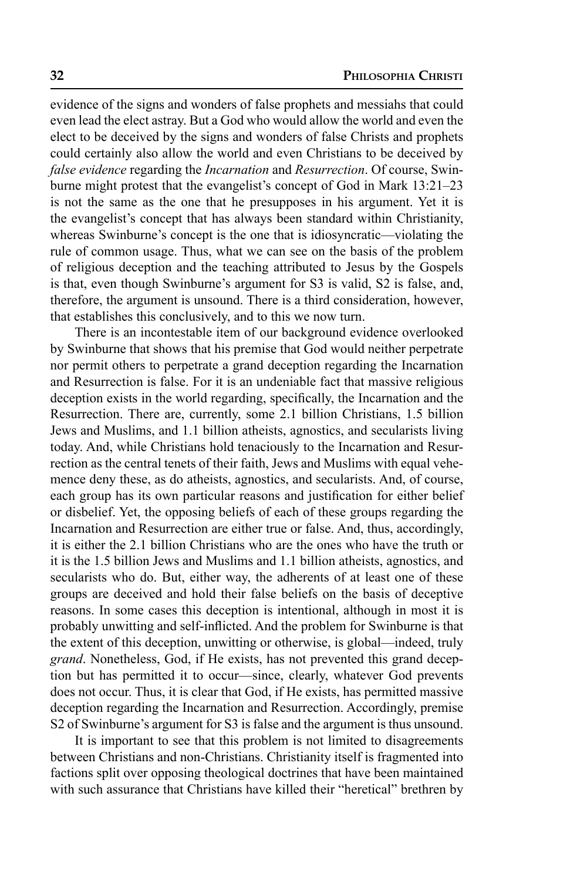evidence of the signs and wonders of false prophets and messiahs that could even lead the elect astray. But a God who would allow the world and even the elect to be deceived by the signs and wonders of false Christs and prophets could certainly also allow the world and even Christians to be deceived by *false evidence* regarding the *Incarnation* and *Resurrection*. Of course, Swinburne might protest that the evangelist's concept of God in Mark 13:21–23 is not the same as the one that he presupposes in his argument. Yet it is the evangelist's concept that has always been standard within Christianity, whereas Swinburne's concept is the one that is idiosyncratic—violating the rule of common usage. Thus, what we can see on the basis of the problem of religious deception and the teaching attributed to Jesus by the Gospels is that, even though Swinburne's argument for S3 is valid, S2 is false, and, therefore, the argument is unsound. There is a third consideration, however, that establishes this conclusively, and to this we now turn.

There is an incontestable item of our background evidence overlooked by Swinburne that shows that his premise that God would neither perpetrate nor permit others to perpetrate a grand deception regarding the Incarnation and Resurrection is false. For it is an undeniable fact that massive religious deception exists in the world regarding, specifically, the Incarnation and the Resurrection. There are, currently, some 2.1 billion Christians, 1.5 billion Jews and Muslims, and 1.1 billion atheists, agnostics, and secularists living today. And, while Christians hold tenaciously to the Incarnation and Resurrection as the central tenets of their faith, Jews and Muslims with equal vehemence deny these, as do atheists, agnostics, and secularists. And, of course, each group has its own particular reasons and justification for either belief or disbelief. Yet, the opposing beliefs of each of these groups regarding the Incarnation and Resurrection are either true or false. And, thus, accordingly, it is either the 2.1 billion Christians who are the ones who have the truth or it is the 1.5 billion Jews and Muslims and 1.1 billion atheists, agnostics, and secularists who do. But, either way, the adherents of at least one of these groups are deceived and hold their false beliefs on the basis of deceptive reasons. In some cases this deception is intentional, although in most it is probably unwitting and self-inflicted. And the problem for Swinburne is that the extent of this deception, unwitting or otherwise, is global—indeed, truly *grand*. Nonetheless, God, if He exists, has not prevented this grand deception but has permitted it to occur—since, clearly, whatever God prevents does not occur. Thus, it is clear that God, if He exists, has permitted massive deception regarding the Incarnation and Resurrection. Accordingly, premise S2 of Swinburne's argument for S3 is false and the argument is thus unsound.

It is important to see that this problem is not limited to disagreements between Christians and non-Christians. Christianity itself is fragmented into factions split over opposing theological doctrines that have been maintained with such assurance that Christians have killed their "heretical" brethren by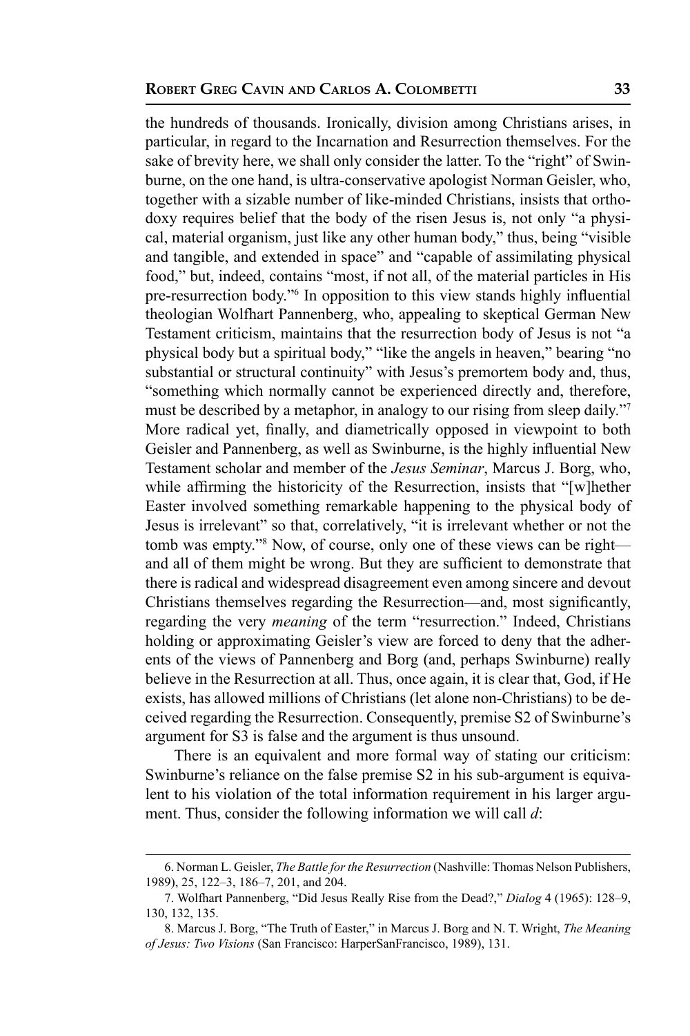the hundreds of thousands. Ironically, division among Christians arises, in particular, in regard to the Incarnation and Resurrection themselves. For the sake of brevity here, we shall only consider the latter. To the "right" of Swinburne, on the one hand, is ultra-conservative apologist Norman Geisler, who, together with a sizable number of like-minded Christians, insists that orthodoxy requires belief that the body of the risen Jesus is, not only "a physical, material organism, just like any other human body," thus, being "visible and tangible, and extended in space" and "capable of assimilating physical food," but, indeed, contains "most, if not all, of the material particles in His pre-resurrection body."[6] In opposition to this view stands highly influential theologian Wolfhart Pannenberg, who, appealing to skeptical German New Testament criticism, maintains that the resurrection body of Jesus is not "a physical body but a spiritual body," "like the angels in heaven," bearing "no substantial or structural continuity" with Jesus's premortem body and, thus, "something which normally cannot be experienced directly and, therefore, must be described by a metaphor, in analogy to our rising from sleep daily."[7] More radical yet, finally, and diametrically opposed in viewpoint to both Geisler and Pannenberg, as well as Swinburne, is the highly influential New Testament scholar and member of the *Jesus Seminar*, Marcus J. Borg, who, while affirming the historicity of the Resurrection, insists that "[w]hether Easter involved something remarkable happening to the physical body of Jesus is irrelevant" so that, correlatively, "it is irrelevant whether or not the tomb was empty."[8] Now, of course, only one of these views can be right—and all of them might be wrong. But they are sufficient to demonstrate that there is radical and widespread disagreement even among sincere and devout Christians themselves regarding the Resurrection—and, most significantly, regarding the very *meaning* of the term "resurrection." Indeed, Christians holding or approximating Geisler's view are forced to deny that the adherents of the views of Pannenberg and Borg (and, perhaps Swinburne) really believe in the Resurrection at all. Thus, once again, it is clear that, God, if He exists, has allowed millions of Christians (let alone non-Christians) to be deceived regarding the Resurrection. Consequently, premise S2 of Swinburne's argument for S3 is false and the argument is thus unsound.

There is an equivalent and more formal way of stating our criticism: Swinburne's reliance on the false premise S2 in his sub-argument is equivalent to his violation of the total information requirement in his larger argument. Thus, consider the following information we will call *d*:

---

6. Norman L. Geisler, *The Battle for the Resurrection* (Nashville: Thomas Nelson Publishers, 1989), 25, 122–3, 186–7, 201, and 204.

7. Wolfhart Pannenberg, "Did Jesus Really Rise from the Dead?," *Dialog* 4 (1965): 128–9, 130, 132, 135.

8. Marcus J. Borg, "The Truth of Easter," in Marcus J. Borg and N. T. Wright, *The Meaning of Jesus: Two Visions* (San Francisco: HarperSanFrancisco, 1989), 131.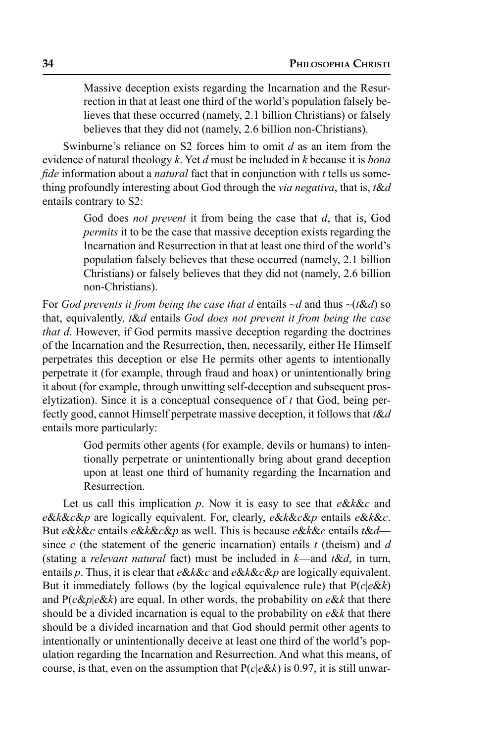> Massive deception exists regarding the Incarnation and the Resurrection in that at least one third of the world's population falsely believes that these occurred (namely, 2.1 billion Christians) or falsely believes that they did not (namely, 2.6 billion non-Christians).

Swinburne's reliance on S2 forces him to omit *d* as an item from the evidence of natural theology *k*. Yet *d* must be included in *k* because it is *bona fide* information about a *natural* fact that in conjunction with *t* tells us something profoundly interesting about God through the *via negativa*, that is, *t*&*d* entails contrary to S2:

> God does *not prevent* it from being the case that *d*, that is, God *permits* it to be the case that massive deception exists regarding the Incarnation and Resurrection in that at least one third of the world's population falsely believes that these occurred (namely, 2.1 billion Christians) or falsely believes that they did not (namely, 2.6 billion non-Christians).

For *God prevents it from being the case that d* entails ~*d* and thus ~(*t*&*d*) so that, equivalently, *t*&*d* entails *God does not prevent it from being the case that d*. However, if God permits massive deception regarding the doctrines of the Incarnation and the Resurrection, then, necessarily, either He Himself perpetrates this deception or else He permits other agents to intentionally perpetrate it (for example, through fraud and hoax) or unintentionally bring it about (for example, through unwitting self-deception and subsequent proselytization). Since it is a conceptual consequence of *t* that God, being perfectly good, cannot Himself perpetrate massive deception, it follows that *t*&*d* entails more particularly:

> God permits other agents (for example, devils or humans) to intentionally perpetrate or unintentionally bring about grand deception upon at least one third of humanity regarding the Incarnation and Resurrection.

Let us call this implication *p*. Now it is easy to see that *e*&*k*&*c* and *e*&*k*&*c*&*p* are logically equivalent. For, clearly, *e*&*k*&*c*&*p* entails *e*&*k*&*c*. But *e*&*k*&*c* entails *e*&*k*&*c*&*p* as well. This is because *e*&*k*&*c* entails *t*&*d*—since *c* (the statement of the generic incarnation) entails *t* (theism) and *d* (stating a *relevant natural* fact) must be included in *k*—and *t*&*d*, in turn, entails *p*. Thus, it is clear that *e*&*k*&*c* and *e*&*k*&*c*&*p* are logically equivalent. But it immediately follows (by the logical equivalence rule) that P(*c*|*e*&*k*) and P(*c*&*p*|*e*&*k*) are equal. In other words, the probability on *e*&*k* that there should be a divided incarnation is equal to the probability on *e*&*k* that there should be a divided incarnation and that God should permit other agents to intentionally or unintentionally deceive at least one third of the world's population regarding the Incarnation and Resurrection. And what this means, of course, is that, even on the assumption that P(*c*|*e*&*k*) is 0.97, it is still unwar-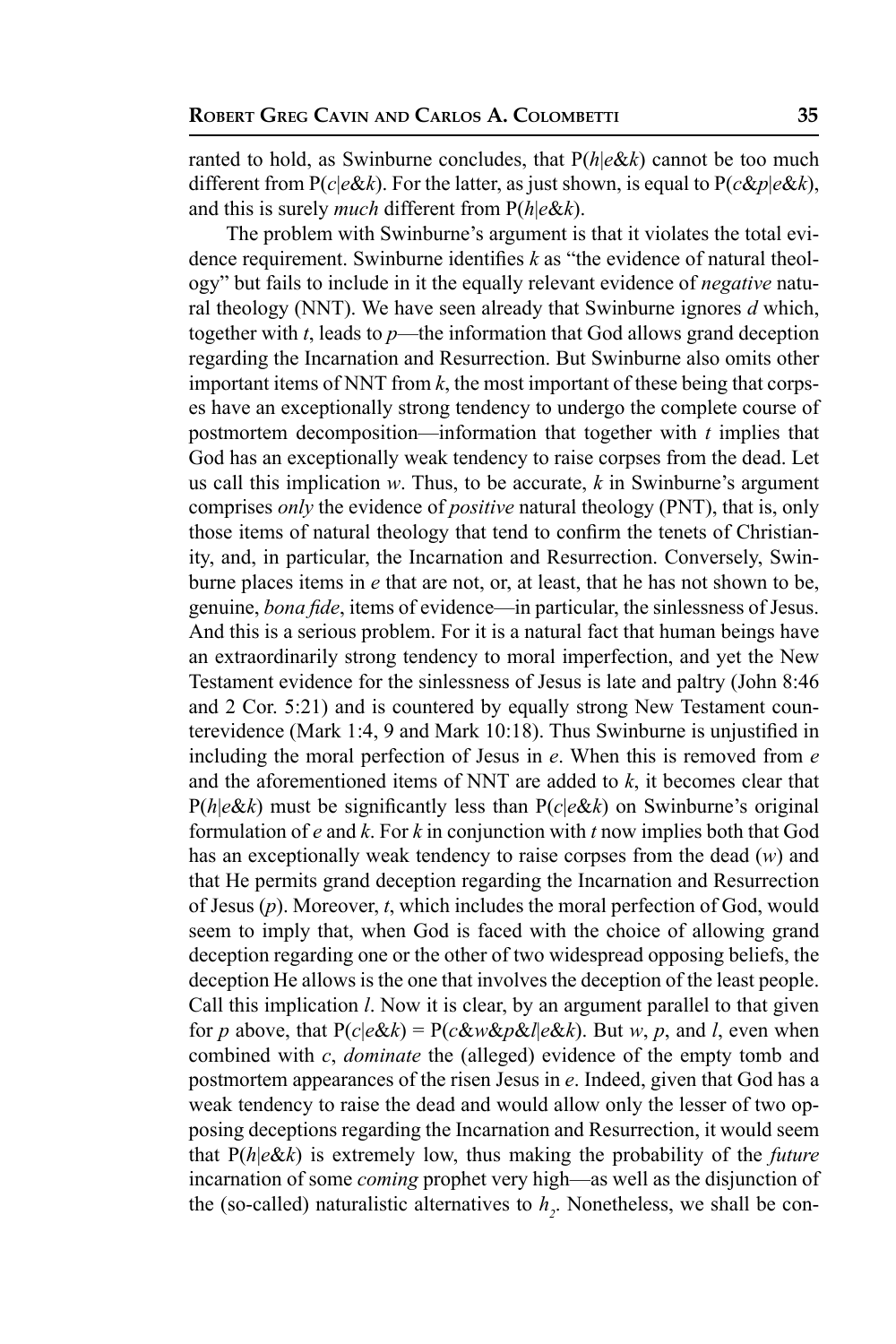ranted to hold, as Swinburne concludes, that $P(h|e\&k)$ cannot be too much different from $P(c|e\&k)$. For the latter, as just shown, is equal to $P(c\&p|e\&k)$, and this is surely *much* different from $P(h|e\&k)$.

The problem with Swinburne's argument is that it violates the total evidence requirement. Swinburne identifies $k$ as "the evidence of natural theology" but fails to include in it the equally relevant evidence of *negative* natural theology (NNT). We have seen already that Swinburne ignores $d$ which, together with $t$, leads to $p$—the information that God allows grand deception regarding the Incarnation and Resurrection. But Swinburne also omits other important items of NNT from $k$, the most important of these being that corpses have an exceptionally strong tendency to undergo the complete course of postmortem decomposition—information that together with $t$ implies that God has an exceptionally weak tendency to raise corpses from the dead. Let us call this implication $w$. Thus, to be accurate, $k$ in Swinburne's argument comprises *only* the evidence of *positive* natural theology (PNT), that is, only those items of natural theology that tend to confirm the tenets of Christianity, and, in particular, the Incarnation and Resurrection. Conversely, Swinburne places items in $e$ that are not, or, at least, that he has not shown to be, genuine, *bona fide*, items of evidence—in particular, the sinlessness of Jesus. And this is a serious problem. For it is a natural fact that human beings have an extraordinarily strong tendency to moral imperfection, and yet the New Testament evidence for the sinlessness of Jesus is late and paltry (John 8:46 and 2 Cor. 5:21) and is countered by equally strong New Testament counterevidence (Mark 1:4, 9 and Mark 10:18). Thus Swinburne is unjustified in including the moral perfection of Jesus in $e$. When this is removed from $e$ and the aforementioned items of NNT are added to $k$, it becomes clear that $P(h|e\&k)$ must be significantly less than $P(c|e\&k)$ on Swinburne's original formulation of $e$ and $k$. For $k$ in conjunction with $t$ now implies both that God has an exceptionally weak tendency to raise corpses from the dead ($w$) and that He permits grand deception regarding the Incarnation and Resurrection of Jesus ($p$). Moreover, $t$, which includes the moral perfection of God, would seem to imply that, when God is faced with the choice of allowing grand deception regarding one or the other of two widespread opposing beliefs, the deception He allows is the one that involves the deception of the least people. Call this implication $l$. Now it is clear, by an argument parallel to that given for $p$ above, that $P(c|e\&k) = P(c\&w\&p\&l|e\&k)$. But $w$, $p$, and $l$, even when combined with $c$, *dominate* the (alleged) evidence of the empty tomb and postmortem appearances of the risen Jesus in $e$. Indeed, given that God has a weak tendency to raise the dead and would allow only the lesser of two opposing deceptions regarding the Incarnation and Resurrection, it would seem that $P(h|e\&k)$ is extremely low, thus making the probability of the *future* incarnation of some *coming* prophet very high—as well as the disjunction of the (so-called) naturalistic alternatives to $h_2$. Nonetheless, we shall be con-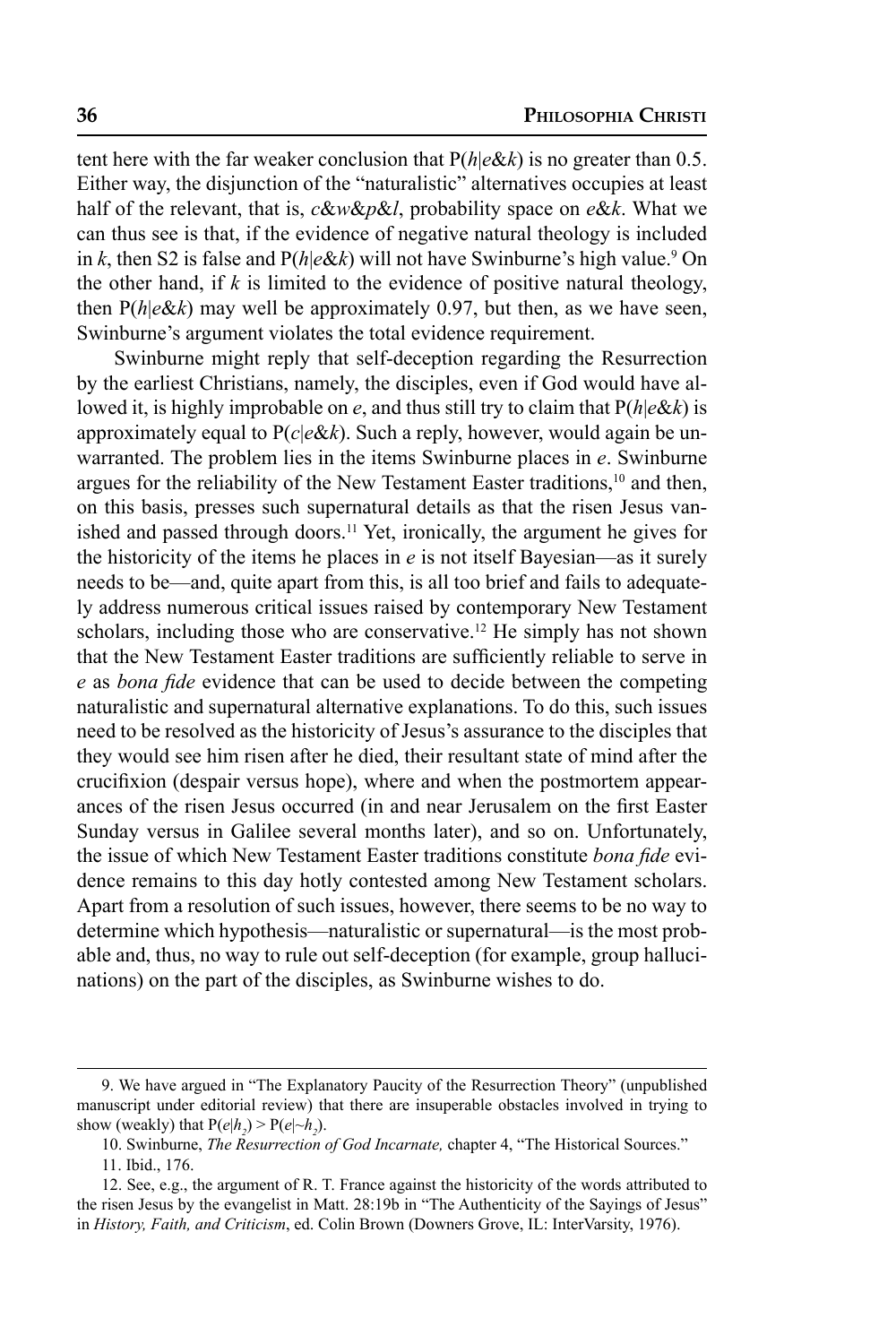tent here with the far weaker conclusion that $P(h|e\&k)$ is no greater than 0.5. Either way, the disjunction of the "naturalistic" alternatives occupies at least half of the relevant, that is, $c\&w\&p\&l$, probability space on $e\&k$. What we can thus see is that, if the evidence of negative natural theology is included in $k$, then S2 is false and $P(h|e\&k)$ will not have Swinburne's high value.[9] On the other hand, if $k$ is limited to the evidence of positive natural theology, then $P(h|e\&k)$ may well be approximately 0.97, but then, as we have seen, Swinburne's argument violates the total evidence requirement.

Swinburne might reply that self-deception regarding the Resurrection by the earliest Christians, namely, the disciples, even if God would have allowed it, is highly improbable on $e$, and thus still try to claim that $P(h|e\&k)$ is approximately equal to $P(c|e\&k)$. Such a reply, however, would again be unwarranted. The problem lies in the items Swinburne places in $e$. Swinburne argues for the reliability of the New Testament Easter traditions,[10] and then, on this basis, presses such supernatural details as that the risen Jesus vanished and passed through doors.[11] Yet, ironically, the argument he gives for the historicity of the items he places in $e$ is not itself Bayesian—as it surely needs to be—and, quite apart from this, is all too brief and fails to adequately address numerous critical issues raised by contemporary New Testament scholars, including those who are conservative.[12] He simply has not shown that the New Testament Easter traditions are sufficiently reliable to serve in $e$ as *bona fide* evidence that can be used to decide between the competing naturalistic and supernatural alternative explanations. To do this, such issues need to be resolved as the historicity of Jesus's assurance to the disciples that they would see him risen after he died, their resultant state of mind after the crucifixion (despair versus hope), where and when the postmortem appearances of the risen Jesus occurred (in and near Jerusalem on the first Easter Sunday versus in Galilee several months later), and so on. Unfortunately, the issue of which New Testament Easter traditions constitute *bona fide* evidence remains to this day hotly contested among New Testament scholars. Apart from a resolution of such issues, however, there seems to be no way to determine which hypothesis—naturalistic or supernatural—is the most probable and, thus, no way to rule out self-deception (for example, group hallucinations) on the part of the disciples, as Swinburne wishes to do.

---

9. We have argued in "The Explanatory Paucity of the Resurrection Theory" (unpublished manuscript under editorial review) that there are insuperable obstacles involved in trying to show (weakly) that $P(e|h_2) > P(e|{\sim}h_2)$.

10. Swinburne, *The Resurrection of God Incarnate,* chapter 4, "The Historical Sources."

11. Ibid., 176.

12. See, e.g., the argument of R. T. France against the historicity of the words attributed to the risen Jesus by the evangelist in Matt. 28:19b in "The Authenticity of the Sayings of Jesus" in *History, Faith, and Criticism*, ed. Colin Brown (Downers Grove, IL: InterVarsity, 1976).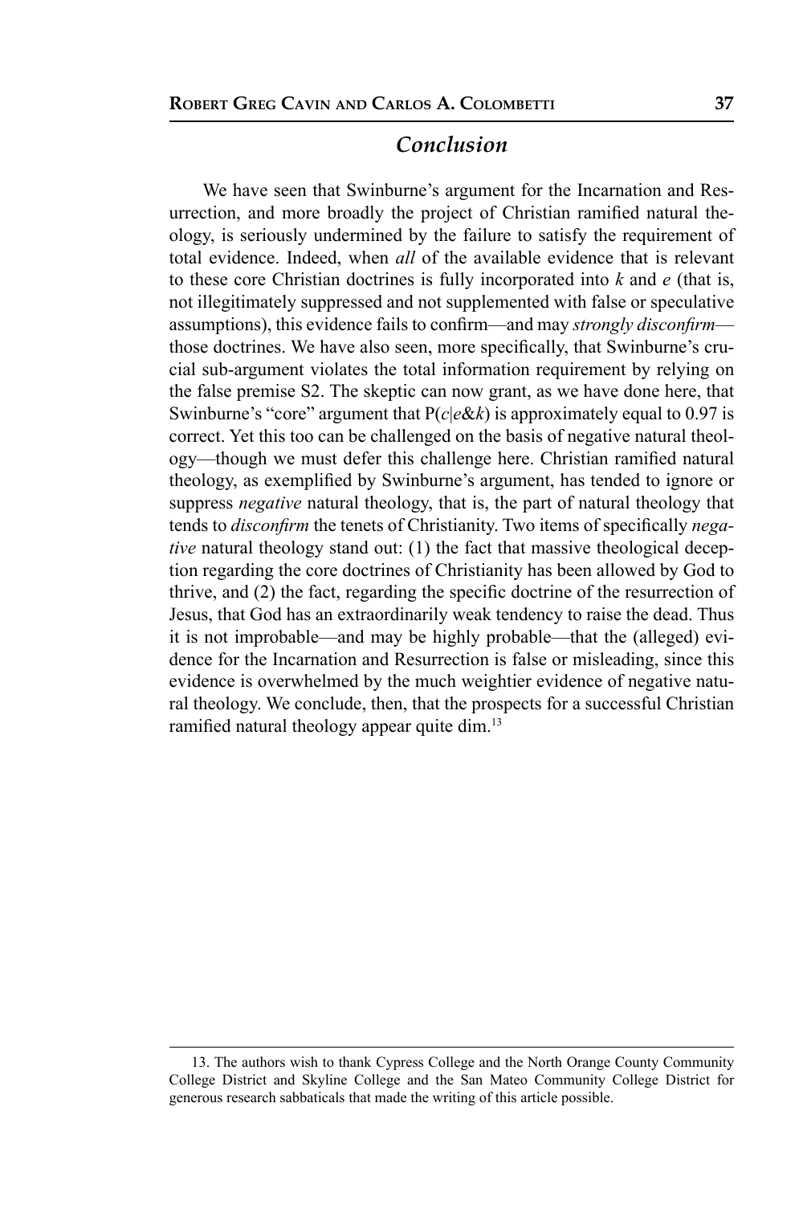## *Conclusion*

We have seen that Swinburne's argument for the Incarnation and Resurrection, and more broadly the project of Christian ramified natural theology, is seriously undermined by the failure to satisfy the requirement of total evidence. Indeed, when *all* of the available evidence that is relevant to these core Christian doctrines is fully incorporated into $k$ and $e$ (that is, not illegitimately suppressed and not supplemented with false or speculative assumptions), this evidence fails to confirm—and may *strongly disconfirm*—those doctrines. We have also seen, more specifically, that Swinburne's crucial sub-argument violates the total information requirement by relying on the false premise S2. The skeptic can now grant, as we have done here, that Swinburne's "core" argument that $P(c|e\&k)$ is approximately equal to 0.97 is correct. Yet this too can be challenged on the basis of negative natural theology—though we must defer this challenge here. Christian ramified natural theology, as exemplified by Swinburne's argument, has tended to ignore or suppress *negative* natural theology, that is, the part of natural theology that tends to *disconfirm* the tenets of Christianity. Two items of specifically *negative* natural theology stand out: (1) the fact that massive theological deception regarding the core doctrines of Christianity has been allowed by God to thrive, and (2) the fact, regarding the specific doctrine of the resurrection of Jesus, that God has an extraordinarily weak tendency to raise the dead. Thus it is not improbable—and may be highly probable—that the (alleged) evidence for the Incarnation and Resurrection is false or misleading, since this evidence is overwhelmed by the much weightier evidence of negative natural theology. We conclude, then, that the prospects for a successful Christian ramified natural theology appear quite dim.[13]

---

13. The authors wish to thank Cypress College and the North Orange County Community College District and Skyline College and the San Mateo Community College District for generous research sabbaticals that made the writing of this article possible.